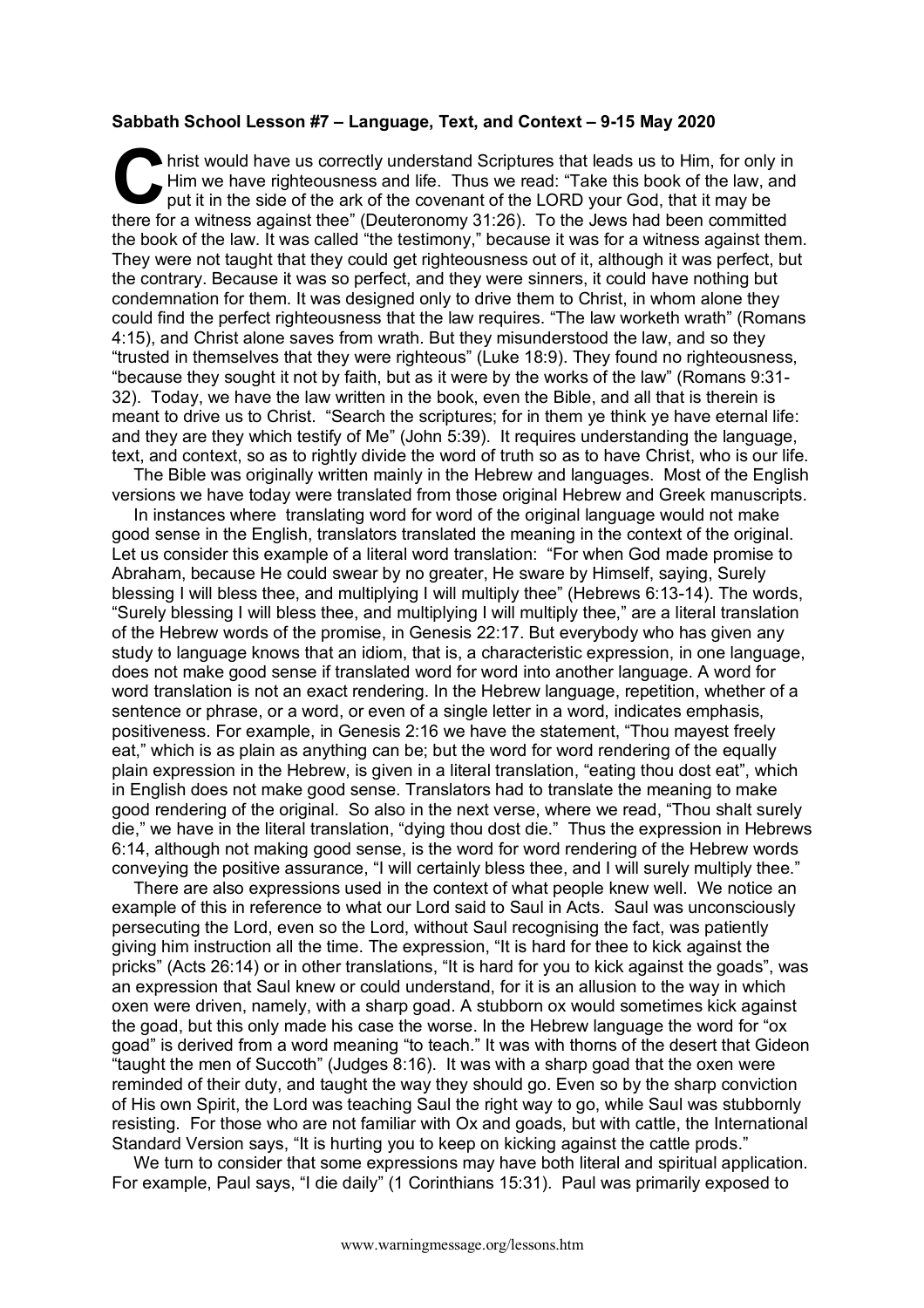**Sabbath School Lesson #7 – Language, Text, and Context – 9-15 May 2020**

Christ would have us correctly understand Scriptures that leads us to Him, for only in Him we have righteousness and life. Thus we read: "Take this book of the law, and put it in the side of the ark of the covenant of the LORD your God, that it may be there for a witness against thee" (Deuteronomy 31:26). To the Jews had been committed the book of the law. It was called "the testimony," because it was for a witness against them. They were not taught that they could get righteousness out of it, although it was perfect, but the contrary. Because it was so perfect, and they were sinners, it could have nothing but condemnation for them. It was designed only to drive them to Christ, in whom alone they could find the perfect righteousness that the law requires. "The law worketh wrath" (Romans 4:15), and Christ alone saves from wrath. But they misunderstood the law, and so they "trusted in themselves that they were righteous" (Luke 18:9). They found no righteousness, "because they sought it not by faith, but as it were by the works of the law" (Romans 9:31-32). Today, we have the law written in the book, even the Bible, and all that is therein is meant to drive us to Christ. "Search the scriptures; for in them ye think ye have eternal life: and they are they which testify of Me" (John 5:39). It requires understanding the language, text, and context, so as to rightly divide the word of truth so as to have Christ, who is our life.

The Bible was originally written mainly in the Hebrew and languages. Most of the English versions we have today were translated from those original Hebrew and Greek manuscripts.

In instances where translating word for word of the original language would not make good sense in the English, translators translated the meaning in the context of the original. Let us consider this example of a literal word translation: "For when God made promise to Abraham, because He could swear by no greater, He sware by Himself, saying, Surely blessing I will bless thee, and multiplying I will multiply thee" (Hebrews 6:13-14). The words, "Surely blessing I will bless thee, and multiplying I will multiply thee," are a literal translation of the Hebrew words of the promise, in Genesis 22:17. But everybody who has given any study to language knows that an idiom, that is, a characteristic expression, in one language, does not make good sense if translated word for word into another language. A word for word translation is not an exact rendering. In the Hebrew language, repetition, whether of a sentence or phrase, or a word, or even of a single letter in a word, indicates emphasis, positiveness. For example, in Genesis 2:16 we have the statement, "Thou mayest freely eat," which is as plain as anything can be; but the word for word rendering of the equally plain expression in the Hebrew, is given in a literal translation, "eating thou dost eat", which in English does not make good sense. Translators had to translate the meaning to make good rendering of the original. So also in the next verse, where we read, "Thou shalt surely die," we have in the literal translation, "dying thou dost die." Thus the expression in Hebrews 6:14, although not making good sense, is the word for word rendering of the Hebrew words conveying the positive assurance, "I will certainly bless thee, and I will surely multiply thee."

There are also expressions used in the context of what people knew well. We notice an example of this in reference to what our Lord said to Saul in Acts. Saul was unconsciously persecuting the Lord, even so the Lord, without Saul recognising the fact, was patiently giving him instruction all the time. The expression, "It is hard for thee to kick against the pricks" (Acts 26:14) or in other translations, "It is hard for you to kick against the goads", was an expression that Saul knew or could understand, for it is an allusion to the way in which oxen were driven, namely, with a sharp goad. A stubborn ox would sometimes kick against the goad, but this only made his case the worse. In the Hebrew language the word for "ox goad" is derived from a word meaning "to teach." It was with thorns of the desert that Gideon "taught the men of Succoth" (Judges 8:16). It was with a sharp goad that the oxen were reminded of their duty, and taught the way they should go. Even so by the sharp conviction of His own Spirit, the Lord was teaching Saul the right way to go, while Saul was stubbornly resisting. For those who are not familiar with Ox and goads, but with cattle, the International Standard Version says, "It is hurting you to keep on kicking against the cattle prods."

We turn to consider that some expressions may have both literal and spiritual application. For example, Paul says, "I die daily" (1 Corinthians 15:31). Paul was primarily exposed to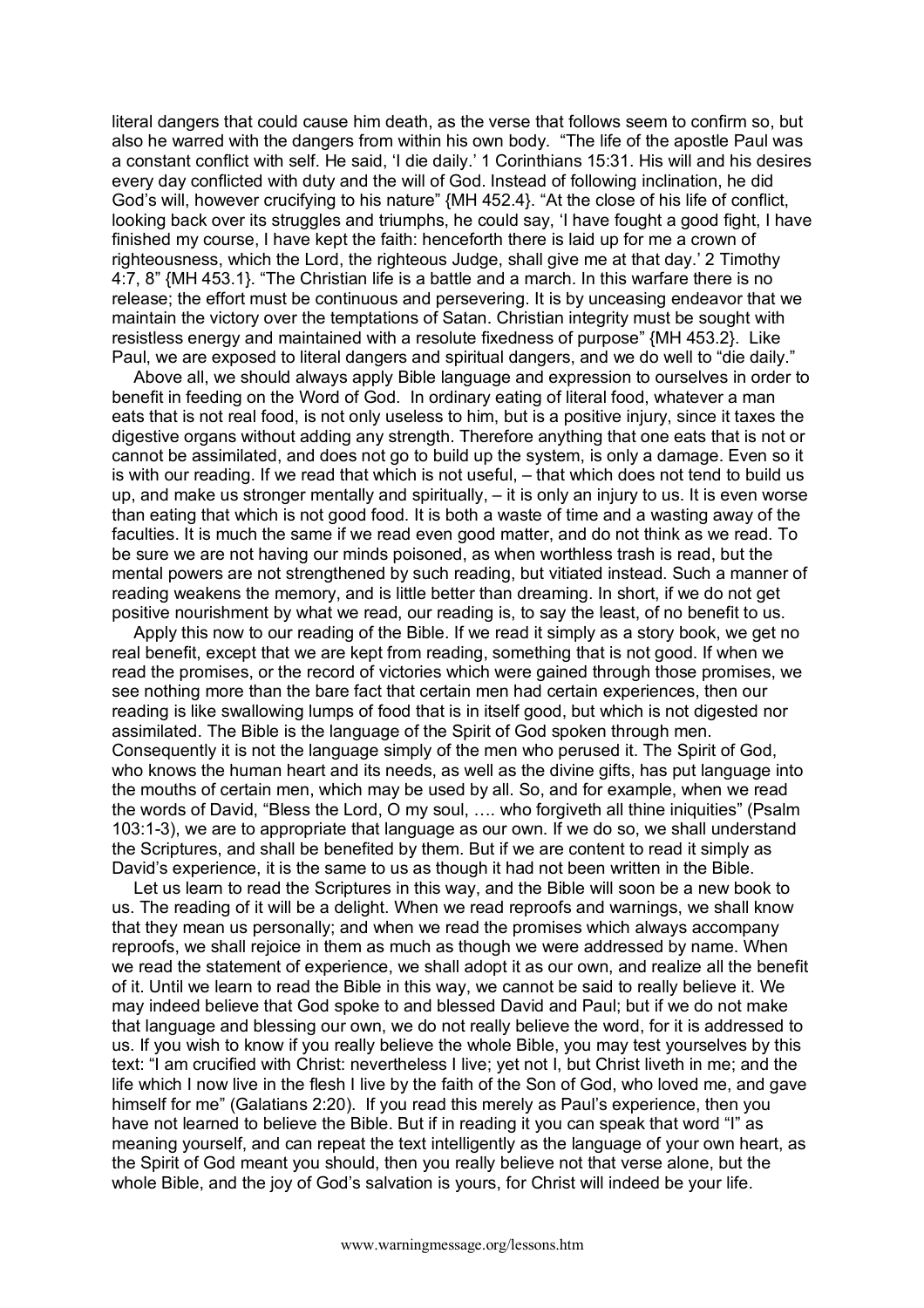literal dangers that could cause him death, as the verse that follows seem to confirm so, but also he warred with the dangers from within his own body. "The life of the apostle Paul was a constant conflict with self. He said, 'I die daily.' 1 Corinthians 15:31. His will and his desires every day conflicted with duty and the will of God. Instead of following inclination, he did God's will, however crucifying to his nature" {MH 452.4}. "At the close of his life of conflict, looking back over its struggles and triumphs, he could say, 'I have fought a good fight, I have finished my course, I have kept the faith: henceforth there is laid up for me a crown of righteousness, which the Lord, the righteous Judge, shall give me at that day.' 2 Timothy 4:7, 8" {MH 453.1}. "The Christian life is a battle and a march. In this warfare there is no release; the effort must be continuous and persevering. It is by unceasing endeavor that we maintain the victory over the temptations of Satan. Christian integrity must be sought with resistless energy and maintained with a resolute fixedness of purpose" {MH 453.2}. Like Paul, we are exposed to literal dangers and spiritual dangers, and we do well to "die daily."

Above all, we should always apply Bible language and expression to ourselves in order to benefit in feeding on the Word of God. In ordinary eating of literal food, whatever a man eats that is not real food, is not only useless to him, but is a positive injury, since it taxes the digestive organs without adding any strength. Therefore anything that one eats that is not or cannot be assimilated, and does not go to build up the system, is only a damage. Even so it is with our reading. If we read that which is not useful, – that which does not tend to build us up, and make us stronger mentally and spiritually, – it is only an injury to us. It is even worse than eating that which is not good food. It is both a waste of time and a wasting away of the faculties. It is much the same if we read even good matter, and do not think as we read. To be sure we are not having our minds poisoned, as when worthless trash is read, but the mental powers are not strengthened by such reading, but vitiated instead. Such a manner of reading weakens the memory, and is little better than dreaming. In short, if we do not get positive nourishment by what we read, our reading is, to say the least, of no benefit to us.

Apply this now to our reading of the Bible. If we read it simply as a story book, we get no real benefit, except that we are kept from reading, something that is not good. If when we read the promises, or the record of victories which were gained through those promises, we see nothing more than the bare fact that certain men had certain experiences, then our reading is like swallowing lumps of food that is in itself good, but which is not digested nor assimilated. The Bible is the language of the Spirit of God spoken through men. Consequently it is not the language simply of the men who perused it. The Spirit of God, who knows the human heart and its needs, as well as the divine gifts, has put language into the mouths of certain men, which may be used by all. So, and for example, when we read the words of David, "Bless the Lord, O my soul, …. who forgiveth all thine iniquities" (Psalm 103:1-3), we are to appropriate that language as our own. If we do so, we shall understand the Scriptures, and shall be benefited by them. But if we are content to read it simply as David's experience, it is the same to us as though it had not been written in the Bible.

Let us learn to read the Scriptures in this way, and the Bible will soon be a new book to us. The reading of it will be a delight. When we read reproofs and warnings, we shall know that they mean us personally; and when we read the promises which always accompany reproofs, we shall rejoice in them as much as though we were addressed by name. When we read the statement of experience, we shall adopt it as our own, and realize all the benefit of it. Until we learn to read the Bible in this way, we cannot be said to really believe it. We may indeed believe that God spoke to and blessed David and Paul; but if we do not make that language and blessing our own, we do not really believe the word, for it is addressed to us. If you wish to know if you really believe the whole Bible, you may test yourselves by this text: "I am crucified with Christ: nevertheless I live; yet not I, but Christ liveth in me; and the life which I now live in the flesh I live by the faith of the Son of God, who loved me, and gave himself for me" (Galatians 2:20). If you read this merely as Paul's experience, then you have not learned to believe the Bible. But if in reading it you can speak that word "I" as meaning yourself, and can repeat the text intelligently as the language of your own heart, as the Spirit of God meant you should, then you really believe not that verse alone, but the whole Bible, and the joy of God's salvation is yours, for Christ will indeed be your life.

www.warningmessage.org/lessons.htm